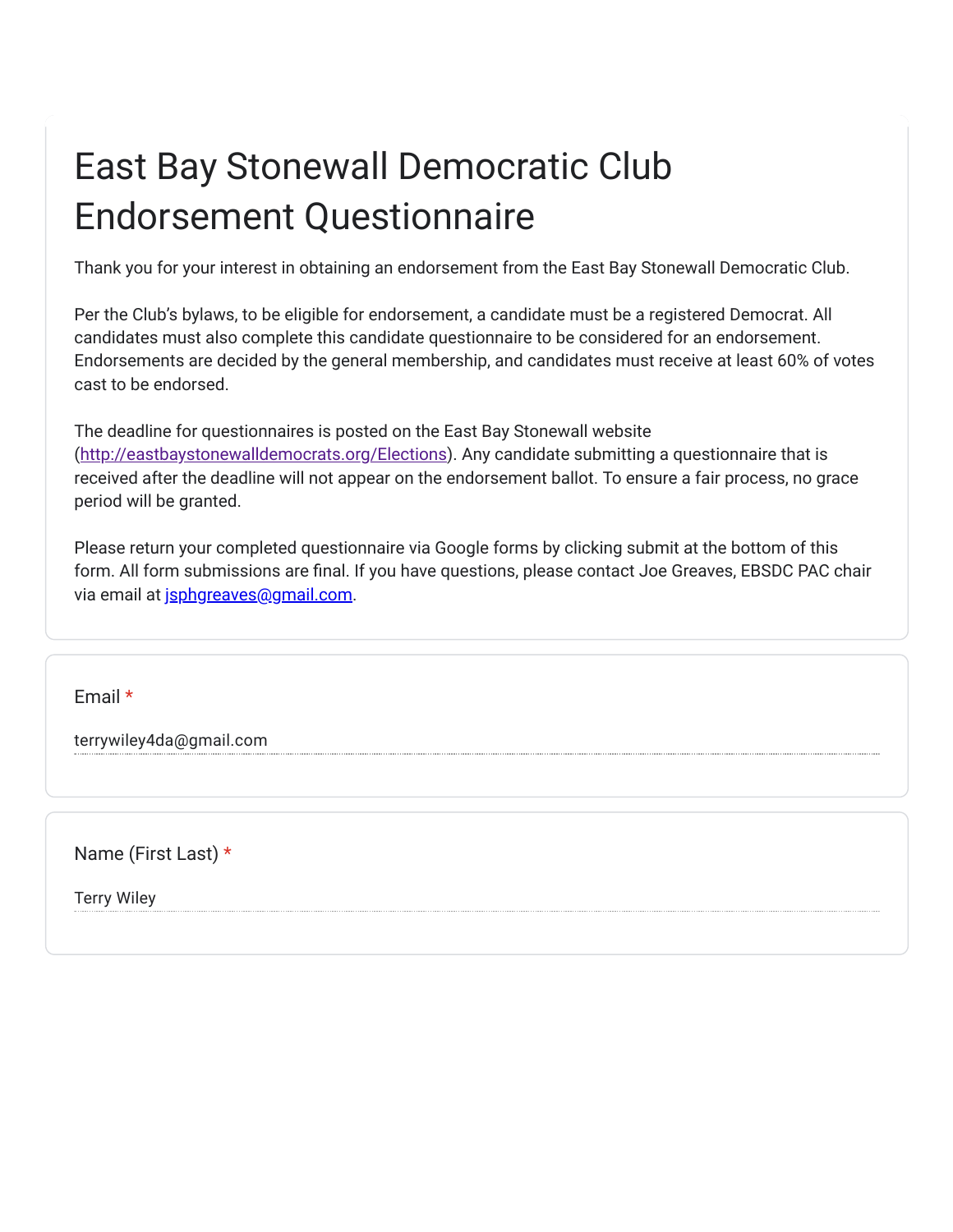# East Bay Stonewall Democratic Club Endorsement Questionnaire

Thank you for your interest in obtaining an endorsement from the East Bay Stonewall Democratic Club.

Per the Club's bylaws, to be eligible for endorsement, a candidate must be a registered Democrat. All candidates must also complete this candidate questionnaire to be considered for an endorsement. Endorsements are decided by the general membership, and candidates must receive at least 60% of votes cast to be endorsed.

The deadline for questionnaires is posted on the East Bay Stonewall website (http://eastbaystonewalldemocrats.org/Elections). Any candidate submitting a questionnaire that is received after the deadline will not appear on the endorsement ballot. To ensure a fair process, no grace period will be granted.

Please return your completed questionnaire via Google forms by clicking submit at the bottom of this form. All form submissions are final. If you have questions, please contact Joe Greaves, EBSDC PAC chair via email at jsphgreaves@gmail.com.

Email *

terrywiley4da@gmail.com

Name (First Last) *

Terry Wiley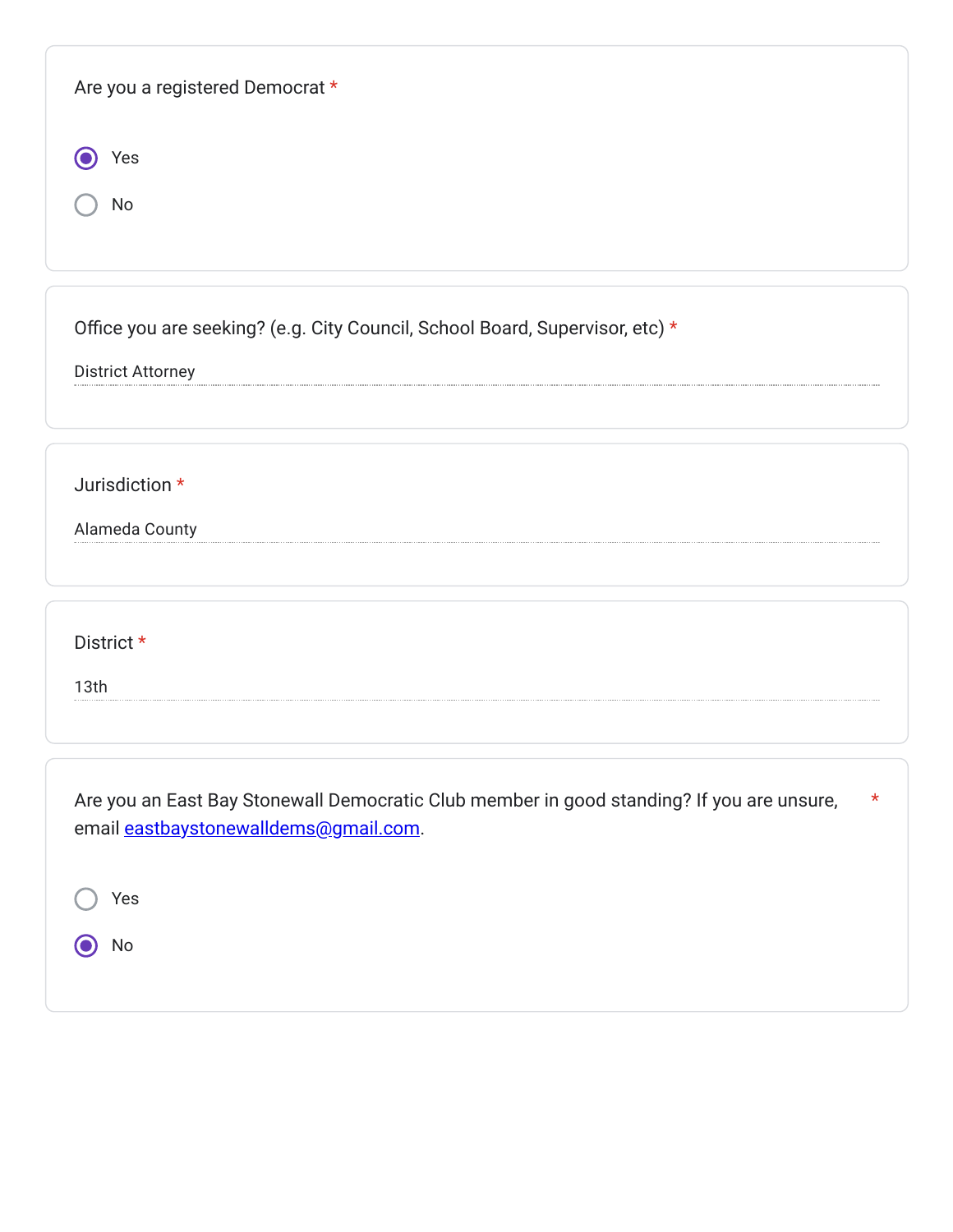Are you a registered Democrat *

- (●) Yes
- ( ) No

Office you are seeking? (e.g. City Council, School Board, Supervisor, etc) *

District Attorney

Jurisdiction *

Alameda County

District *

13th

Are you an East Bay Stonewall Democratic Club member in good standing? If you are unsure, email [eastbaystonewalldems@gmail.com](mailto:eastbaystonewalldems@gmail.com). *

- ( ) Yes
- (●) No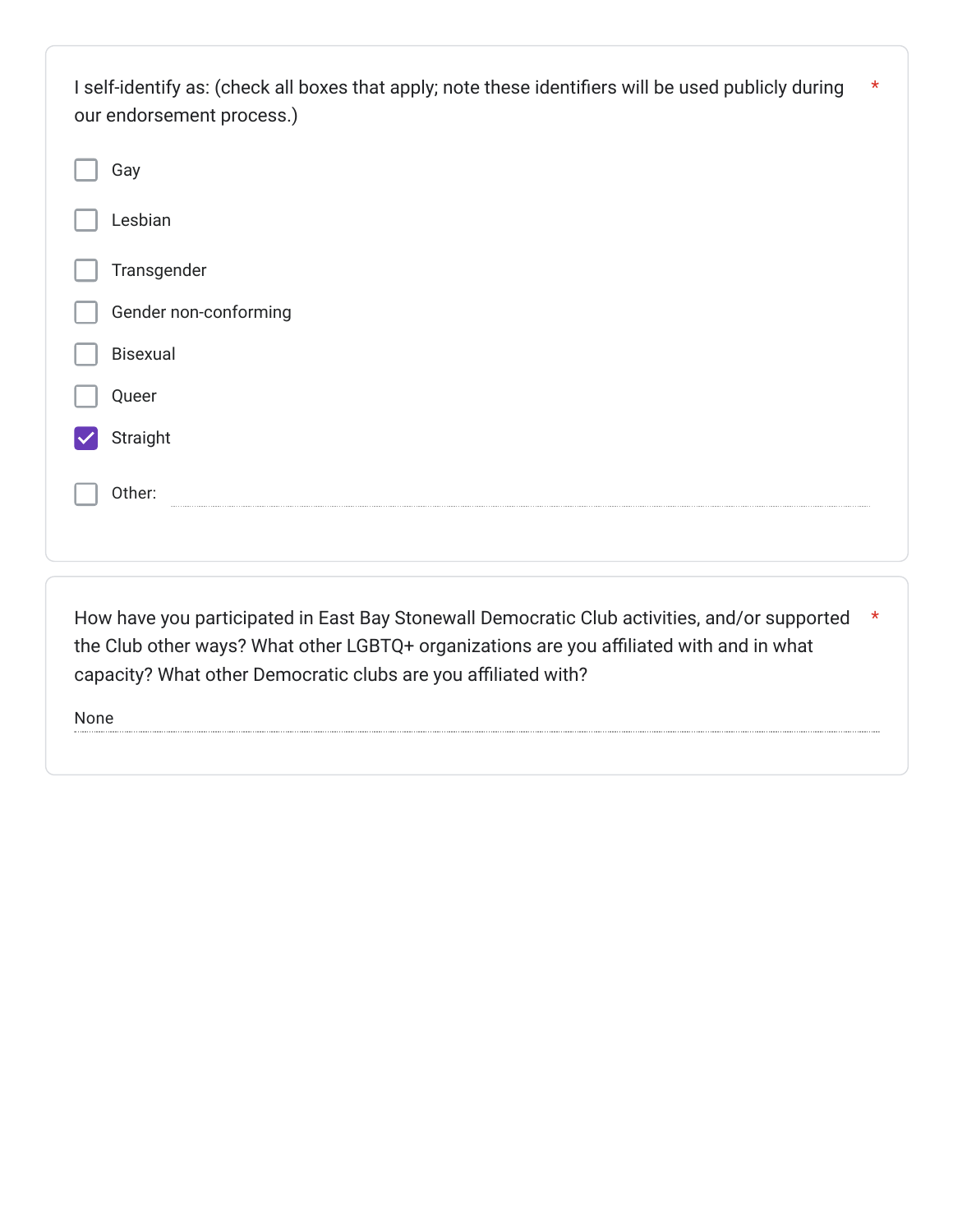I self-identify as: (check all boxes that apply; note these identifiers will be used publicly during our endorsement process.) *

- [ ] Gay
- [ ] Lesbian
- [ ] Transgender
- [ ] Gender non-conforming
- [ ] Bisexual
- [ ] Queer
- [x] Straight
- [ ] Other:

How have you participated in East Bay Stonewall Democratic Club activities, and/or supported the Club other ways? What other LGBTQ+ organizations are you affiliated with and in what capacity? What other Democratic clubs are you affiliated with? *

None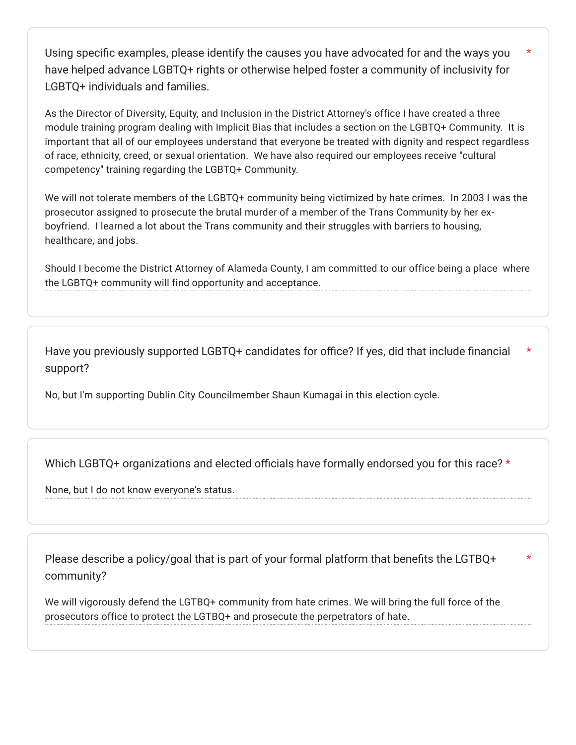Using specific examples, please identify the causes you have advocated for and the ways you have helped advance LGBTQ+ rights or otherwise helped foster a community of inclusivity for LGBTQ+ individuals and families. *

As the Director of Diversity, Equity, and Inclusion in the District Attorney's office I have created a three module training program dealing with Implicit Bias that includes a section on the LGBTQ+ Community. It is important that all of our employees understand that everyone be treated with dignity and respect regardless of race, ethnicity, creed, or sexual orientation. We have also required our employees receive "cultural competency" training regarding the LGBTQ+ Community.

We will not tolerate members of the LGBTQ+ community being victimized by hate crimes. In 2003 I was the prosecutor assigned to prosecute the brutal murder of a member of the Trans Community by her ex-boyfriend. I learned a lot about the Trans community and their struggles with barriers to housing, healthcare, and jobs.

Should I become the District Attorney of Alameda County, I am committed to our office being a place where the LGBTQ+ community will find opportunity and acceptance.

---

Have you previously supported LGBTQ+ candidates for office? If yes, did that include financial support? *

No, but I'm supporting Dublin City Councilmember Shaun Kumagai in this election cycle.

---

Which LGBTQ+ organizations and elected officials have formally endorsed you for this race? *

None, but I do not know everyone's status.

---

Please describe a policy/goal that is part of your formal platform that benefits the LGTBQ+ community? *

We will vigorously defend the LGTBQ+ community from hate crimes. We will bring the full force of the prosecutors office to protect the LGTBQ+ and prosecute the perpetrators of hate.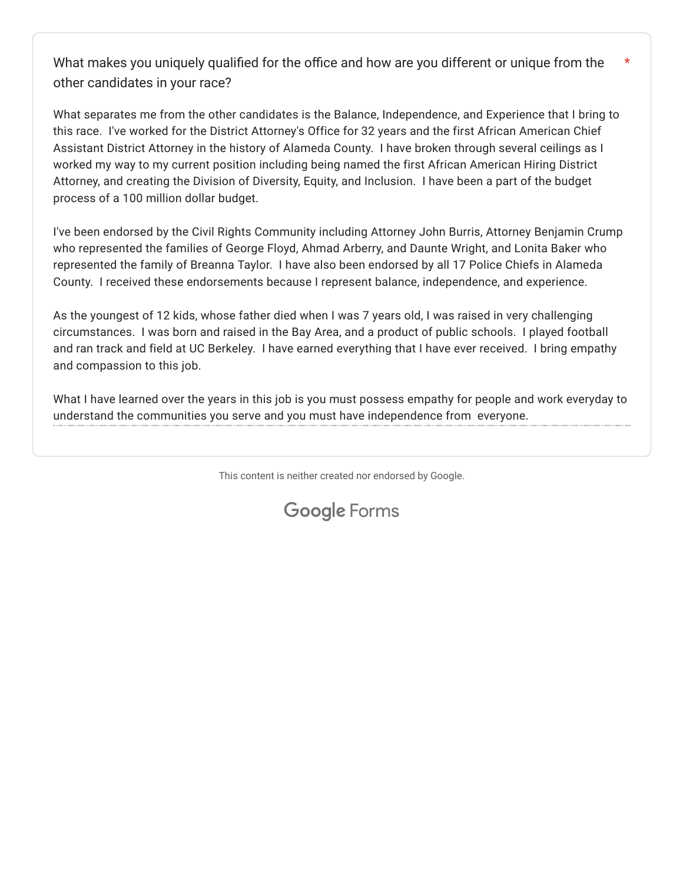What makes you uniquely qualified for the office and how are you different or unique from the other candidates in your race? *

What separates me from the other candidates is the Balance, Independence, and Experience that I bring to this race. I've worked for the District Attorney's Office for 32 years and the first African American Chief Assistant District Attorney in the history of Alameda County. I have broken through several ceilings as I worked my way to my current position including being named the first African American Hiring District Attorney, and creating the Division of Diversity, Equity, and Inclusion. I have been a part of the budget process of a 100 million dollar budget.

I've been endorsed by the Civil Rights Community including Attorney John Burris, Attorney Benjamin Crump who represented the families of George Floyd, Ahmad Arberry, and Daunte Wright, and Lonita Baker who represented the family of Breanna Taylor. I have also been endorsed by all 17 Police Chiefs in Alameda County. I received these endorsements because I represent balance, independence, and experience.

As the youngest of 12 kids, whose father died when I was 7 years old, I was raised in very challenging circumstances. I was born and raised in the Bay Area, and a product of public schools. I played football and ran track and field at UC Berkeley. I have earned everything that I have ever received. I bring empathy and compassion to this job.

What I have learned over the years in this job is you must possess empathy for people and work everyday to understand the communities you serve and you must have independence from everyone.

This content is neither created nor endorsed by Google.

Google Forms